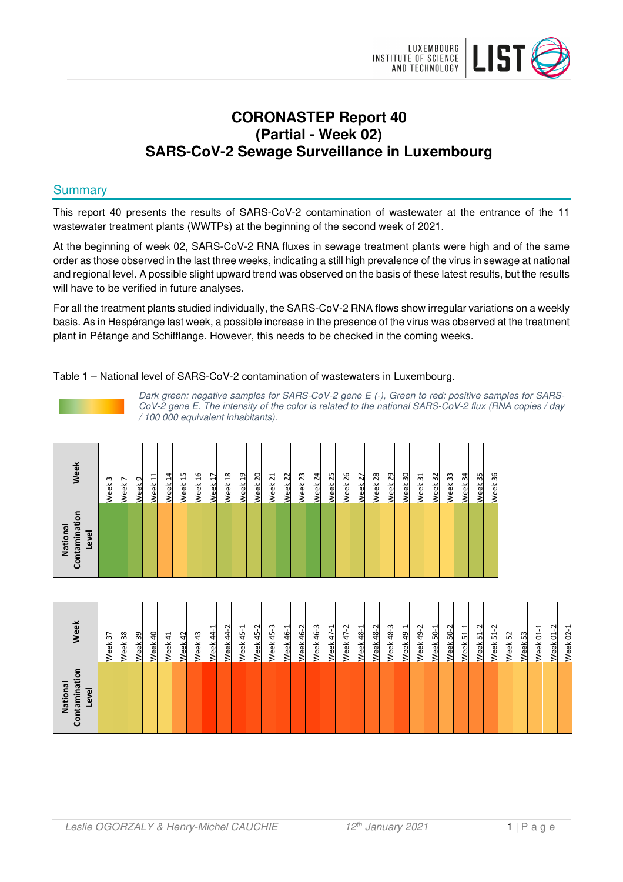# CORONASTEP Report 40
# (Partial - Week 02)
# SARS-CoV-2 Sewage Surveillance in Luxembourg

## Summary

This report 40 presents the results of SARS-CoV-2 contamination of wastewater at the entrance of the 11 wastewater treatment plants (WWTPs) at the beginning of the second week of 2021.

At the beginning of week 02, SARS-CoV-2 RNA fluxes in sewage treatment plants were high and of the same order as those observed in the last three weeks, indicating a still high prevalence of the virus in sewage at national and regional level. A possible slight upward trend was observed on the basis of these latest results, but the results will have to be verified in future analyses.

For all the treatment plants studied individually, the SARS-CoV-2 RNA flows show irregular variations on a weekly basis. As in Hespérange last week, a possible increase in the presence of the virus was observed at the treatment plant in Pétange and Schifflange. However, this needs to be checked in the coming weeks.

Table 1 – National level of SARS-CoV-2 contamination of wastewaters in Luxembourg.

*Dark green: negative samples for SARS-CoV-2 gene E (-), Green to red: positive samples for SARS-CoV-2 gene E. The intensity of the color is related to the national SARS-CoV-2 flux (RNA copies / day / 100 000 equivalent inhabitants).*

| Week | Week 3 | Week 7 | Week 9 | Week 11 | Week 14 | Week 15 | Week 16 | Week 17 | Week 18 | Week 19 | Week 20 | Week 21 | Week 22 | Week 23 | Week 24 | Week 25 | Week 26 | Week 27 | Week 28 | Week 29 | Week 30 | Week 31 | Week 32 | Week 33 | Week 34 | Week 35 | Week 36 |
|---|---|---|---|---|---|---|---|---|---|---|---|---|---|---|---|---|---|---|---|---|---|---|---|---|---|---|---|
| National Contamination Level | | | | | | | | | | | | | | | | | | | | | | | | | | | |

| Week | Week 37 | Week 38 | Week 39 | Week 40 | Week 41 | Week 42 | Week 43 | Week 44-1 | Week 44-2 | Week 45-1 | Week 45-2 | Week 45-3 | Week 46-1 | Week 46-2 | Week 46-3 | Week 47-1 | Week 47-2 | Week 48-1 | Week 48-2 | Week 48-3 | Week 49-1 | Week 49-2 | Week 50-1 | Week 50-2 | Week 51-1 | Week 51-2 | Week 51-2 | Week 52 | Week 53 | Week 01-1 | Week 01-2 | Week 02-1 |
|---|---|---|---|---|---|---|---|---|---|---|---|---|---|---|---|---|---|---|---|---|---|---|---|---|---|---|---|---|---|---|---|---|
| National Contamination Level | | | | | | | | | | | | | | | | | | | | | | | | | | | | | | | | |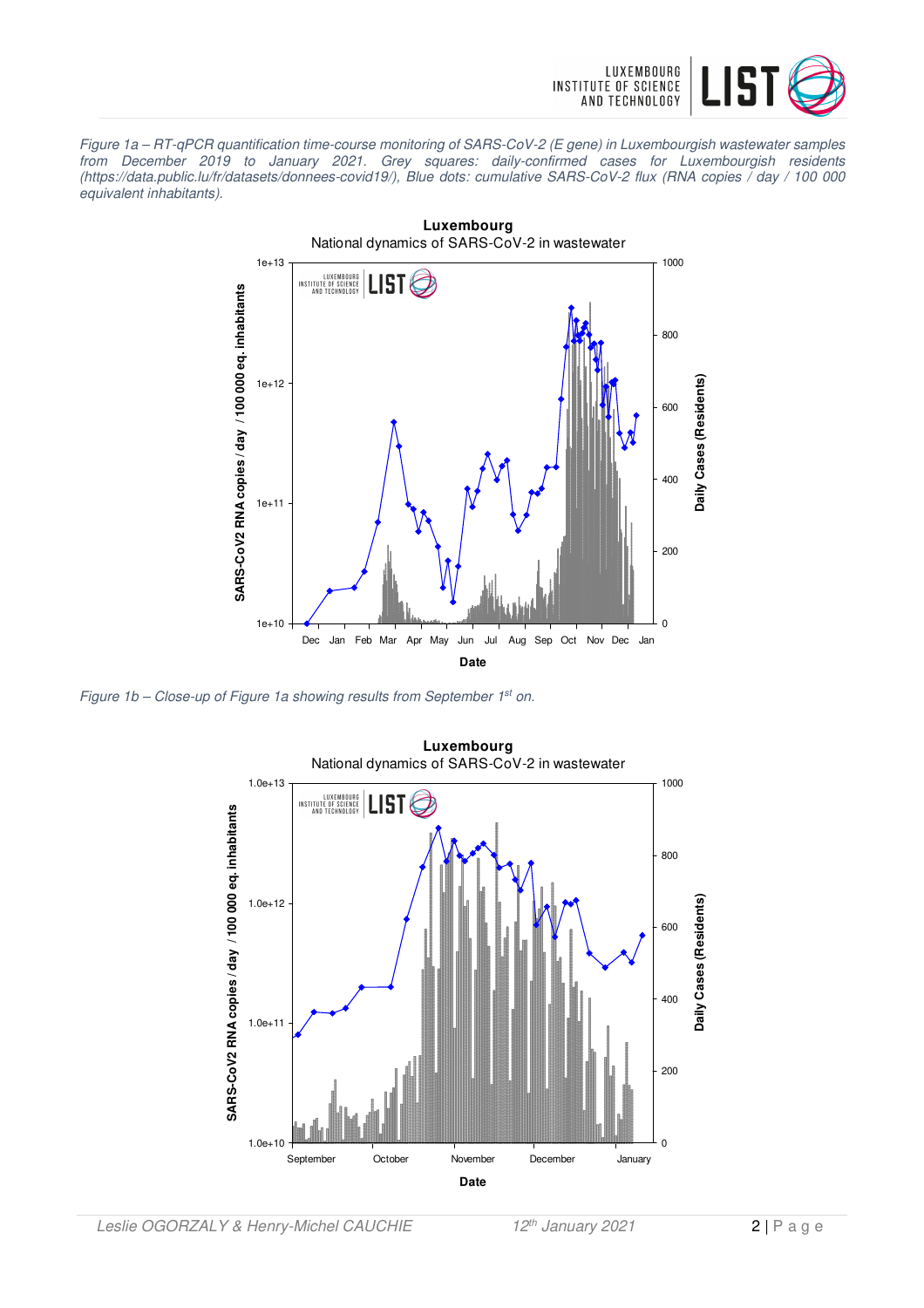*Figure 1a – RT-qPCR quantification time-course monitoring of SARS-CoV-2 (E gene) in Luxembourgish wastewater samples from December 2019 to January 2021. Grey squares: daily-confirmed cases for Luxembourgish residents (https://data.public.lu/fr/datasets/donnees-covid19/), Blue dots: cumulative SARS-CoV-2 flux (RNA copies / day / 100 000 equivalent inhabitants).*

*Figure 1b – Close-up of Figure 1a showing results from September 1st on.*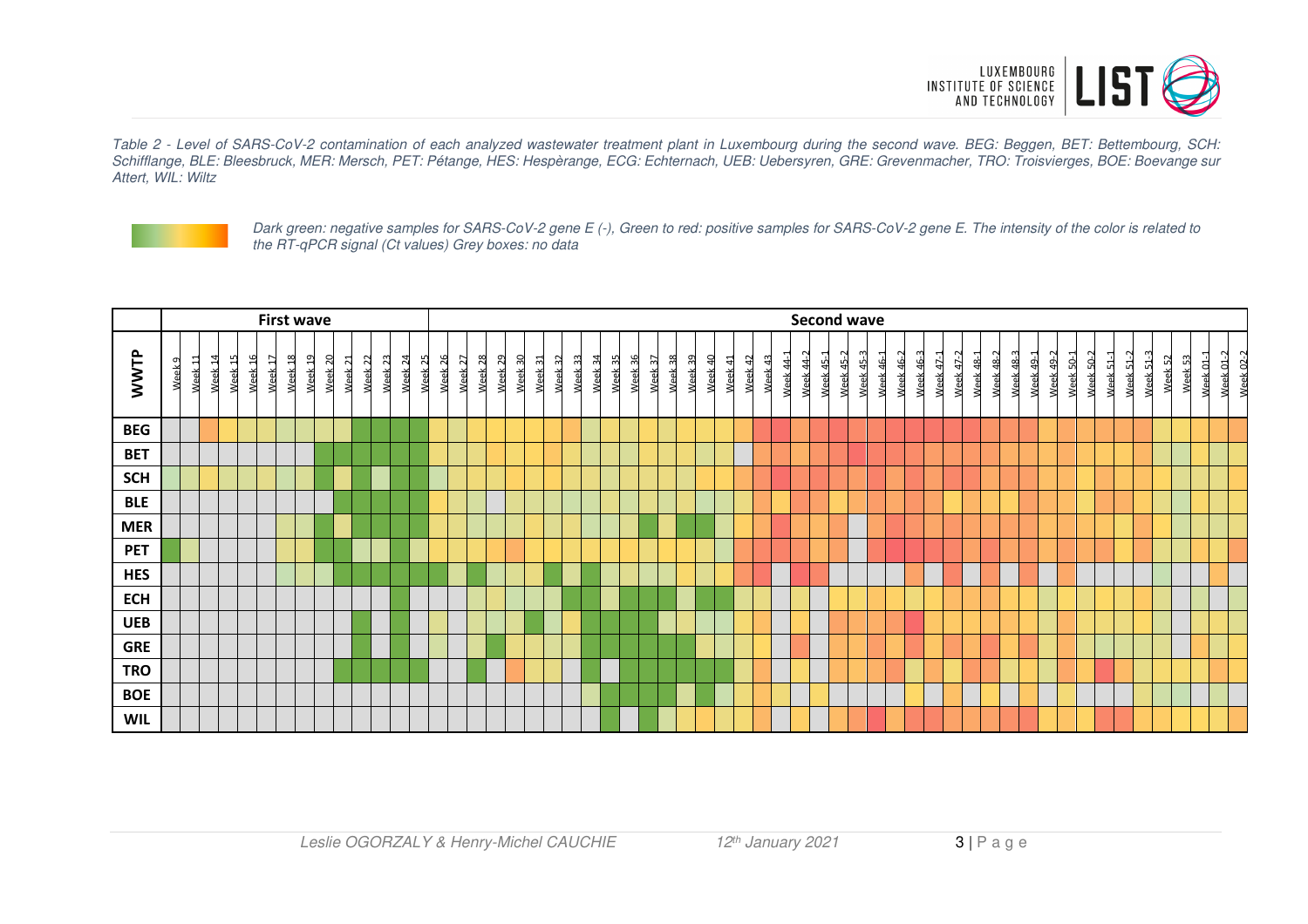*Table 2 - Level of SARS-CoV-2 contamination of each analyzed wastewater treatment plant in Luxembourg during the second wave. BEG: Beggen, BET: Bettembourg, SCH: Schifflange, BLE: Bleesbruck, MER: Mersch, PET: Pétange, HES: Hespèrange, ECG: Echternach, UEB: Uebersyren, GRE: Grevenmacher, TRO: Troisvierges, BOE: Boevange sur Attert, WIL: Wiltz*

*Dark green: negative samples for SARS-CoV-2 gene E (-), Green to red: positive samples for SARS-CoV-2 gene E. The intensity of the color is related to the RT-qPCR signal (Ct values) Grey boxes: no data*

| WWTP | First wave | | | | | | | | | | | | | | Second wave | | | | | | | | | | | | | | | | | | | | | | | | | | | | | | | | | | | | | | | | | | | | | | | | |
|---|---|---|---|---|---|---|---|---|---|---|---|---|---|---|---|---|---|---|---|---|---|---|---|---|---|---|---|---|---|---|---|---|---|---|---|---|---|---|---|---|---|---|---|---|---|---|---|---|---|---|---|---|---|---|---|---|---|---|---|---|---|
| | Week 9 | Week 11 | Week 14 | Week 15 | Week 16 | Week 17 | Week 18 | Week 19 | Week 20 | Week 21 | Week 22 | Week 23 | Week 24 | Week 25 | Week 26 | Week 27 | Week 28 | Week 29 | Week 30 | Week 31 | Week 32 | Week 33 | Week 34 | Week 35 | Week 36 | Week 37 | Week 38 | Week 39 | Week 40 | Week 41 | Week 42 | Week 43 | Week 44-1 | Week 44-2 | Week 45-1 | Week 45-2 | Week 45-3 | Week 46-1 | Week 46-2 | Week 46-3 | Week 47-1 | Week 47-2 | Week 48-1 | Week 48-2 | Week 48-3 | Week 49-1 | Week 49-2 | Week 50-1 | Week 50-2 | Week 51-1 | Week 51-2 | Week 51-3 | Week 52 | Week 53 | Week 01-1 | Week 01-2 | Week 02-2 |
| **BEG** | | | | | | | | | | | | | | | | | | | | | | | | | | | | | | | | | | | | | | | | | | | | | | | | | | | | | | | | | |
| **BET** | | | | | | | | | | | | | | | | | | | | | | | | | | | | | | | | | | | | | | | | | | | | | | | | | | | | | | | | | |
| **SCH** | | | | | | | | | | | | | | | | | | | | | | | | | | | | | | | | | | | | | | | | | | | | | | | | | | | | | | | | | |
| **BLE** | | | | | | | | | | | | | | | | | | | | | | | | | | | | | | | | | | | | | | | | | | | | | | | | | | | | | | | | | |
| **MER** | | | | | | | | | | | | | | | | | | | | | | | | | | | | | | | | | | | | | | | | | | | | | | | | | | | | | | | | | |
| **PET** | | | | | | | | | | | | | | | | | | | | | | | | | | | | | | | | | | | | | | | | | | | | | | | | | | | | | | | | | |
| **HES** | | | | | | | | | | | | | | | | | | | | | | | | | | | | | | | | | | | | | | | | | | | | | | | | | | | | | | | | | |
| **ECH** | | | | | | | | | | | | | | | | | | | | | | | | | | | | | | | | | | | | | | | | | | | | | | | | | | | | | | | | | |
| **UEB** | | | | | | | | | | | | | | | | | | | | | | | | | | | | | | | | | | | | | | | | | | | | | | | | | | | | | | | | | |
| **GRE** | | | | | | | | | | | | | | | | | | | | | | | | | | | | | | | | | | | | | | | | | | | | | | | | | | | | | | | | | |
| **TRO** | | | | | | | | | | | | | | | | | | | | | | | | | | | | | | | | | | | | | | | | | | | | | | | | | | | | | | | | | |
| **BOE** | | | | | | | | | | | | | | | | | | | | | | | | | | | | | | | | | | | | | | | | | | | | | | | | | | | | | | | | | |
| **WIL** | | | | | | | | | | | | | | | | | | | | | | | | | | | | | | | | | | | | | | | | | | | | | | | | | | | | | | | | | |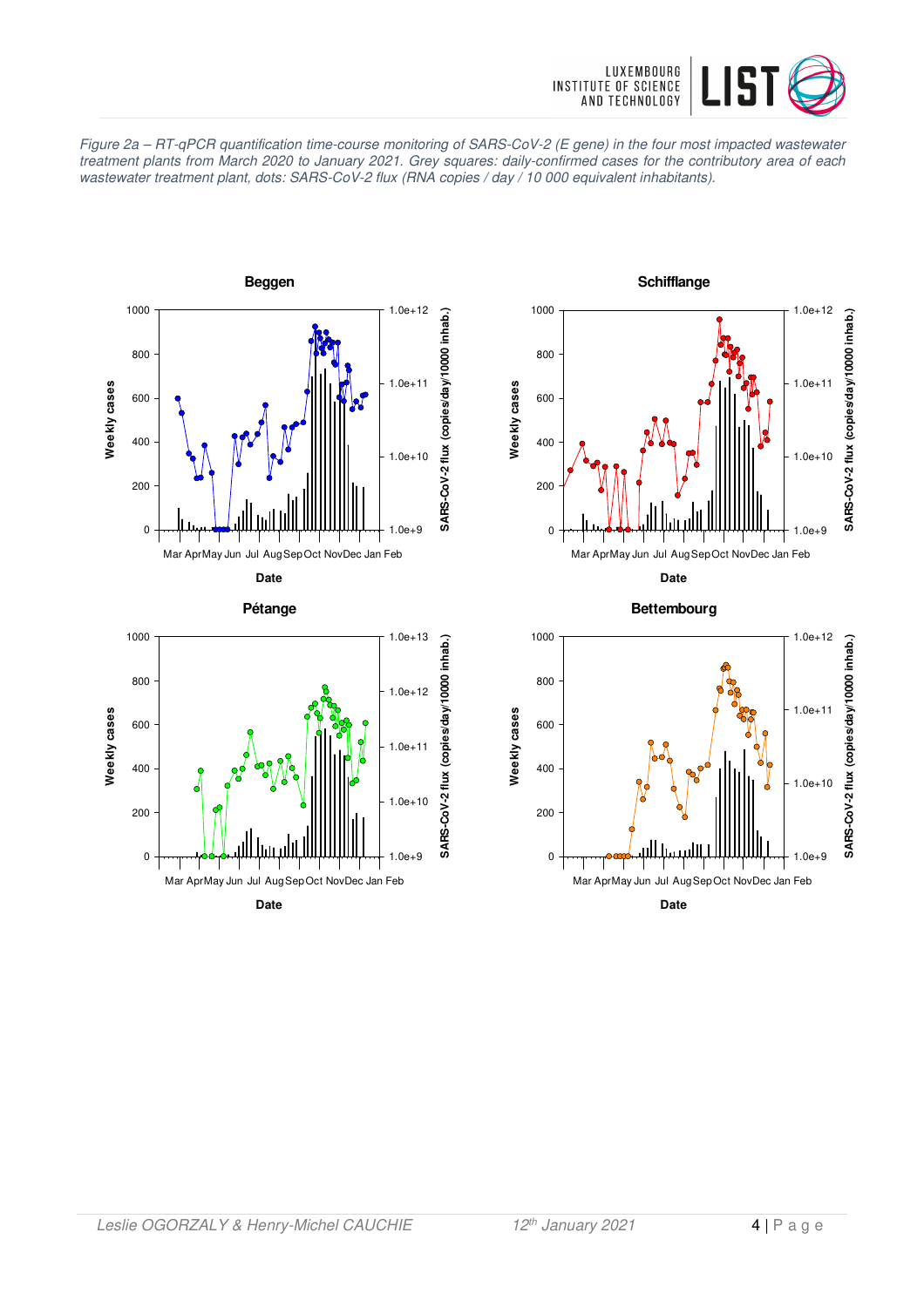*Figure 2a – RT-qPCR quantification time-course monitoring of SARS-CoV-2 (E gene) in the four most impacted wastewater treatment plants from March 2020 to January 2021. Grey squares: daily-confirmed cases for the contributory area of each wastewater treatment plant, dots: SARS-CoV-2 flux (RNA copies / day / 10 000 equivalent inhabitants).*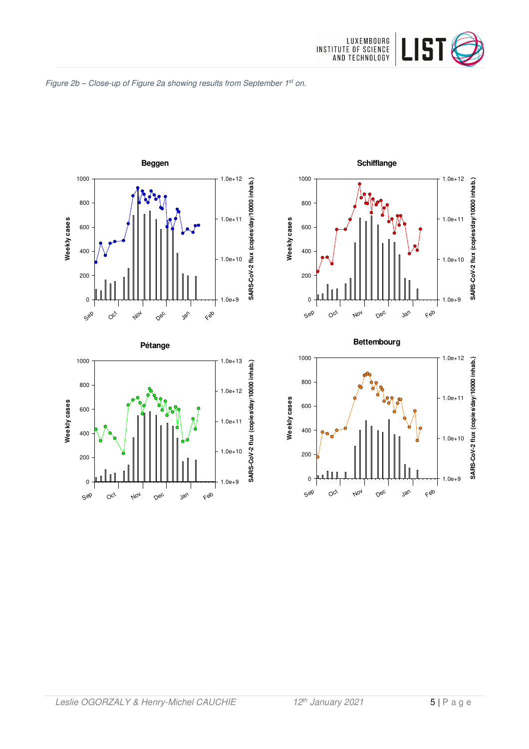*Figure 2b – Close-up of Figure 2a showing results from September 1st on.*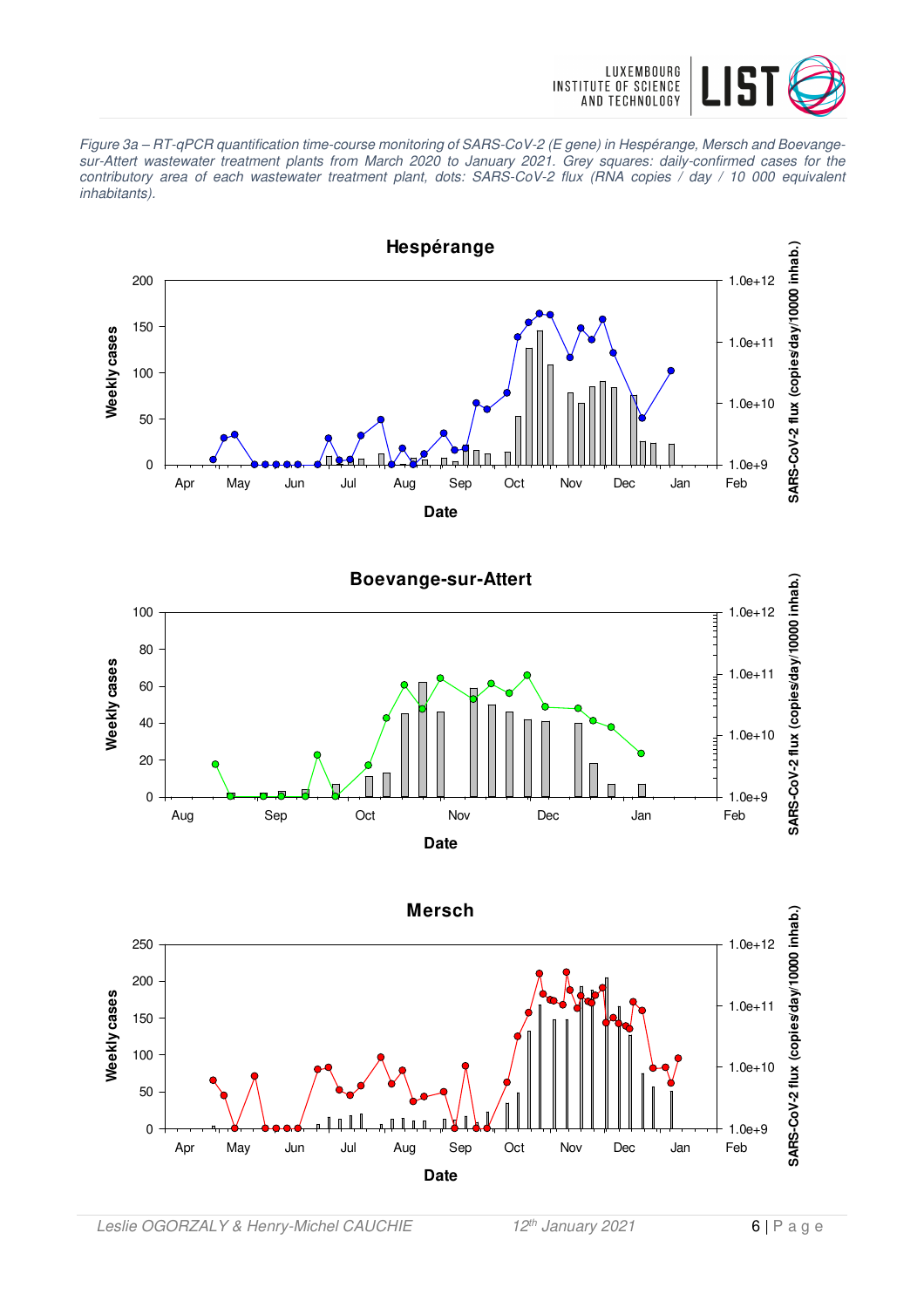*Figure 3a – RT-qPCR quantification time-course monitoring of SARS-CoV-2 (E gene) in Hespérange, Mersch and Boevange-sur-Attert wastewater treatment plants from March 2020 to January 2021. Grey squares: daily-confirmed cases for the contributory area of each wastewater treatment plant, dots: SARS-CoV-2 flux (RNA copies / day / 10 000 equivalent inhabitants).*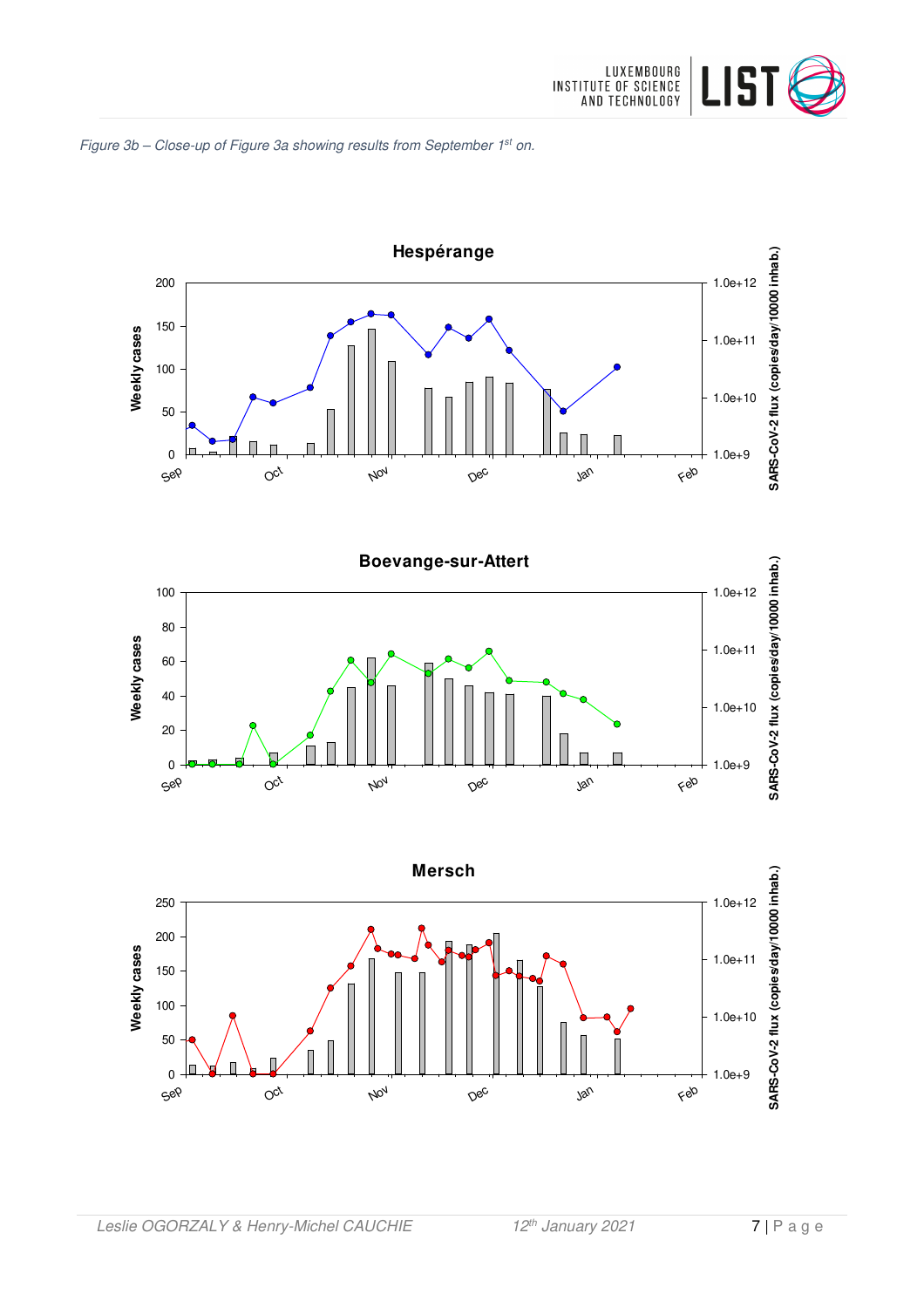*Figure 3b – Close-up of Figure 3a showing results from September 1st on.*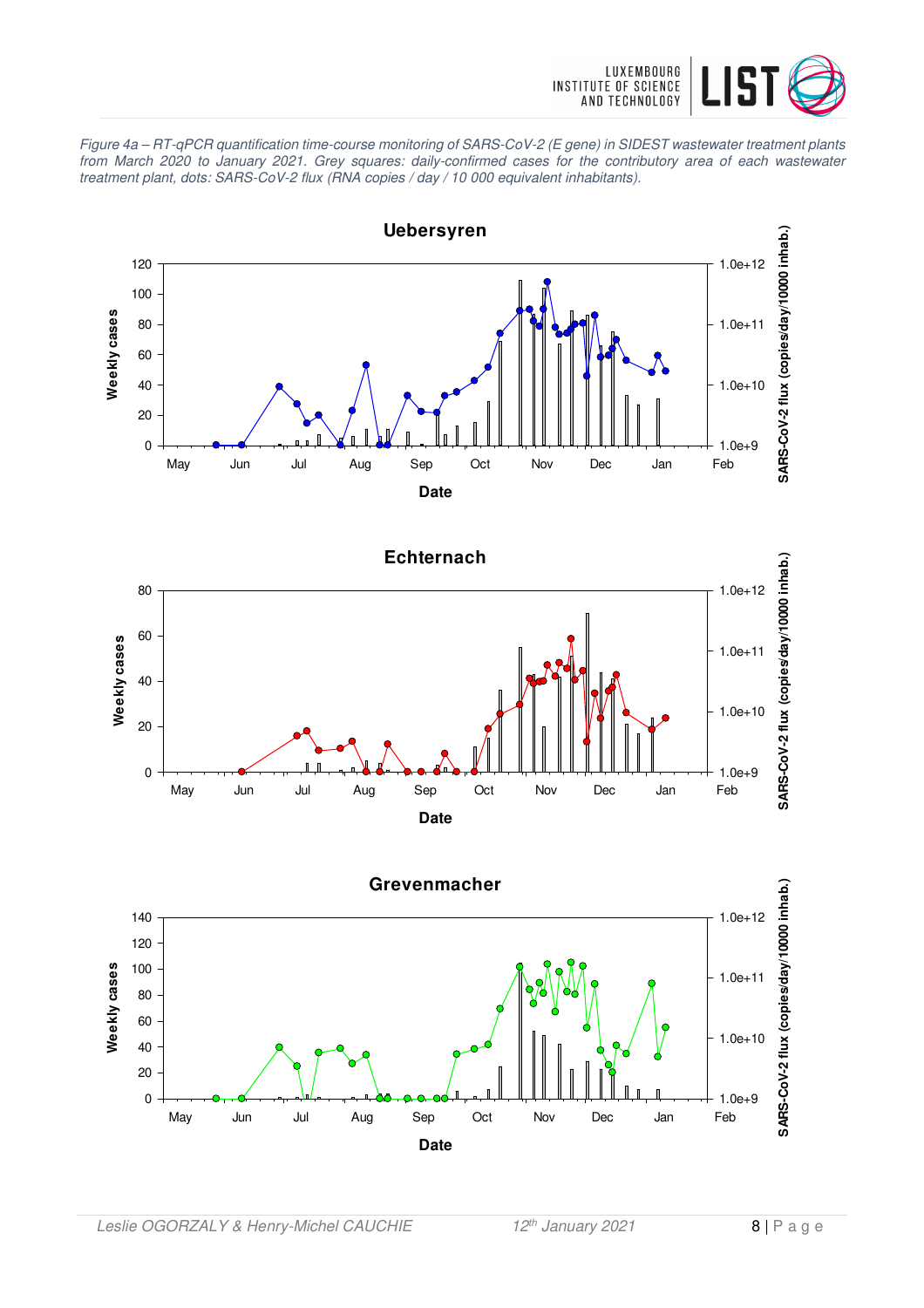*Figure 4a – RT-qPCR quantification time-course monitoring of SARS-CoV-2 (E gene) in SIDEST wastewater treatment plants from March 2020 to January 2021. Grey squares: daily-confirmed cases for the contributory area of each wastewater treatment plant, dots: SARS-CoV-2 flux (RNA copies / day / 10 000 equivalent inhabitants).*

**Uebersyren**

**Echternach**

**Grevenmacher**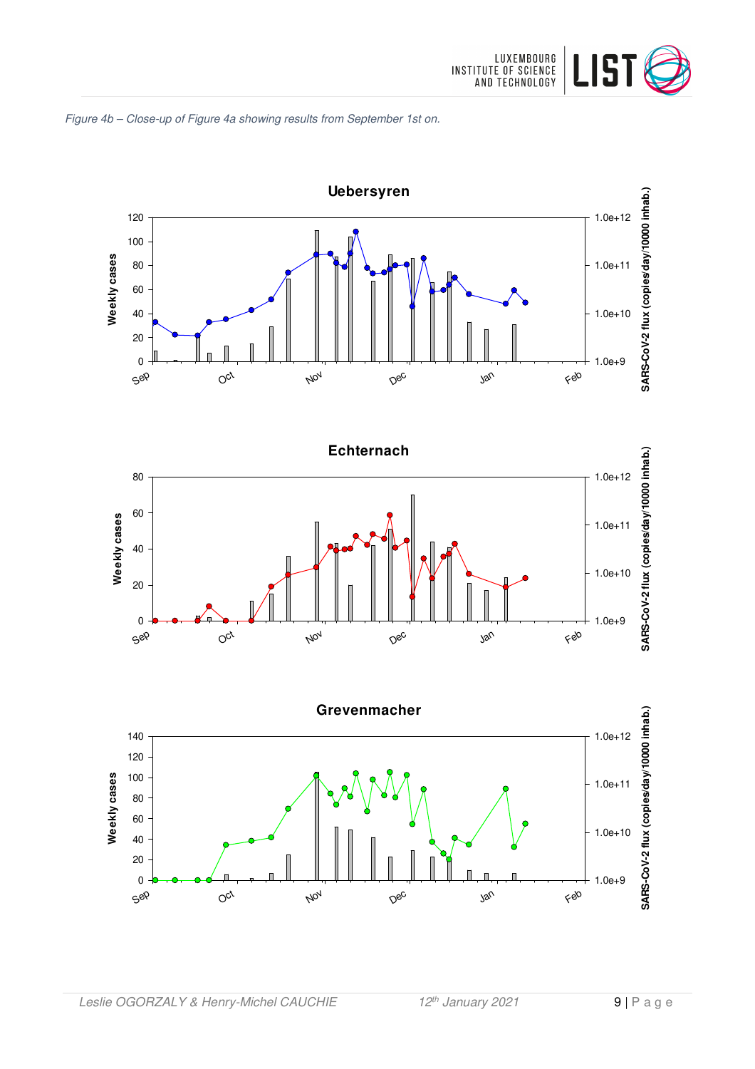*Figure 4b – Close-up of Figure 4a showing results from September 1st on.*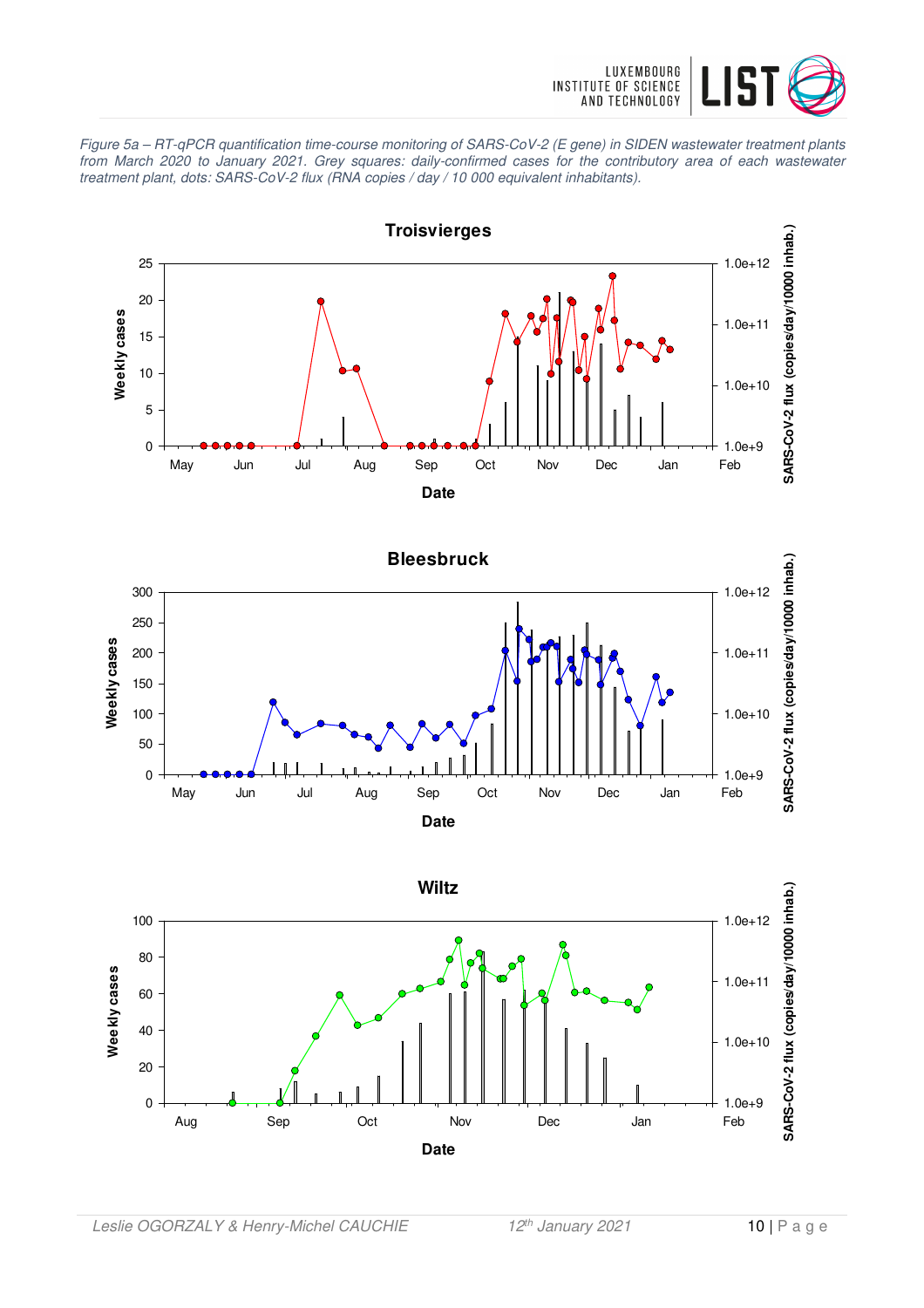*Figure 5a – RT-qPCR quantification time-course monitoring of SARS-CoV-2 (E gene) in SIDEN wastewater treatment plants from March 2020 to January 2021. Grey squares: daily-confirmed cases for the contributory area of each wastewater treatment plant, dots: SARS-CoV-2 flux (RNA copies / day / 10 000 equivalent inhabitants).*

**Troisvierges**

**Bleesbruck**

**Wiltz**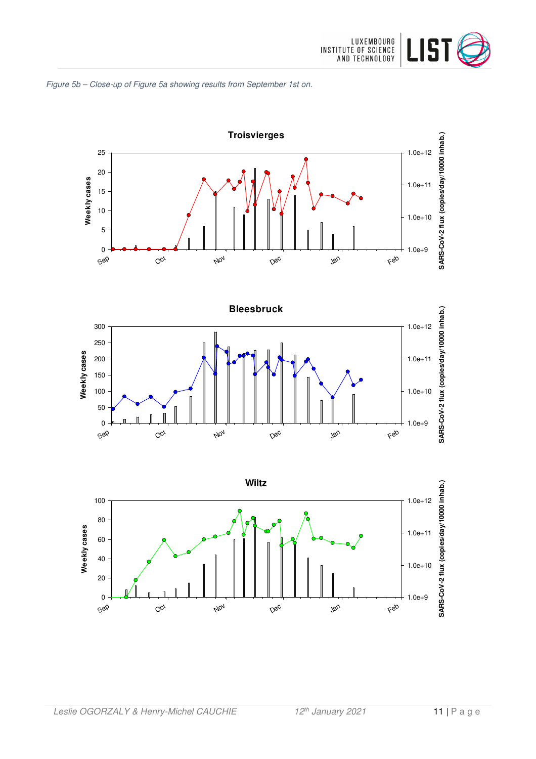*Figure 5b – Close-up of Figure 5a showing results from September 1st on.*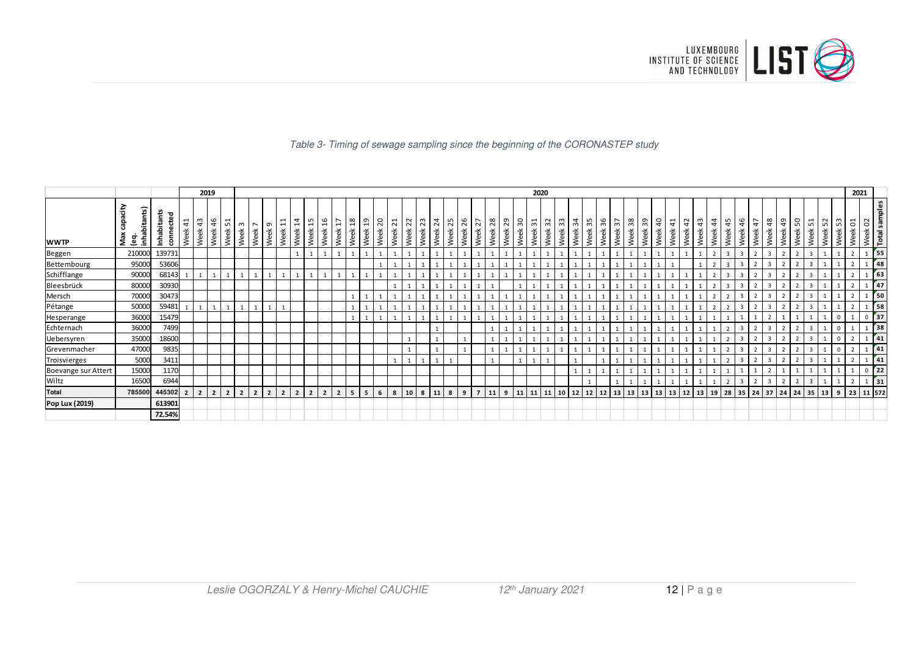*Table 3- Timing of sewage sampling since the beginning of the CORONASTEP study*

| | | | 2019 | | | | 2020 | | | | | | | | | | | | | | | | | | | | | | | | | | | | | | | | | | | | | | | | | | | | 2021 | | |
|---|---|---|---|---|---|---|---|---|---|---|---|---|---|---|---|---|---|---|---|---|---|---|---|---|---|---|---|---|---|---|---|---|---|---|---|---|---|---|---|---|---|---|---|---|---|---|---|---|---|---|---|---|---|
| **WWTP** | **Max capacity (eq. inhabitants)** | **Inhabitants connected** | Week 41 | Week 43 | Week 46 | Week 51 | Week 3 | Week 7 | Week 9 | Week 11 | Week 14 | Week 15 | Week 16 | Week 17 | Week 18 | Week 19 | Week 20 | Week 21 | Week 22 | Week 23 | Week 24 | Week 25 | Week 26 | Week 27 | Week 28 | Week 29 | Week 30 | Week 31 | Week 32 | Week 33 | Week 34 | Week 35 | Week 36 | Week 37 | Week 38 | Week 39 | Week 40 | Week 41 | Week 42 | Week 43 | Week 44 | Week 45 | Week 46 | Week 47 | Week 48 | Week 49 | Week 50 | Week 51 | Week 52 | Week 53 | Week 01 | Week 02 | **Total samples** |
| Beggen | 210000 | 139731 | | | | | | | | | 1 | 1 | 1 | 1 | 1 | 1 | 1 | 1 | 1 | 1 | 1 | 1 | 1 | 1 | 1 | 1 | 1 | 1 | 1 | 1 | 1 | 1 | 1 | 1 | 1 | 1 | 1 | 1 | 1 | 1 | 2 | 3 | 3 | 2 | 3 | 2 | 2 | 3 | 1 | 1 | 2 | 1 | **55** |
| Bettembourg | 95000 | 53606 | | | | | | | | | | | | | | | 1 | 1 | 1 | 1 | 1 | 1 | 1 | 1 | 1 | 1 | 1 | 1 | 1 | 1 | 1 | 1 | 1 | 1 | 1 | 1 | 1 | 1 | | 1 | 2 | 3 | 3 | 2 | 3 | 2 | 2 | 3 | 1 | 1 | 2 | 1 | **48** |
| Schifflange | 90000 | 68143 | 1 | 1 | 1 | 1 | 1 | 1 | 1 | 1 | 1 | 1 | 1 | 1 | 1 | 1 | 1 | 1 | 1 | 1 | 1 | 1 | 1 | 1 | 1 | 1 | 1 | 1 | 1 | 1 | 1 | 1 | 1 | 1 | 1 | 1 | 1 | 1 | 1 | 1 | 2 | 3 | 3 | 2 | 3 | 2 | 2 | 3 | 1 | 1 | 2 | 1 | **63** |
| Bleesbrück | 80000 | 30930 | | | | | | | | | | | | | | | | 1 | 1 | 1 | 1 | 1 | 1 | 1 | 1 | | 1 | 1 | 1 | 1 | 1 | 1 | 1 | 1 | 1 | 1 | 1 | 1 | 1 | 1 | 2 | 3 | 3 | 2 | 3 | 2 | 2 | 3 | 1 | 1 | 2 | 1 | **47** |
| Mersch | 70000 | 30473 | | | | | | | | | | | | | 1 | 1 | 1 | 1 | 1 | 1 | 1 | 1 | 1 | 1 | 1 | 1 | 1 | 1 | 1 | 1 | 1 | 1 | 1 | 1 | 1 | 1 | 1 | 1 | 1 | 1 | 2 | 2 | 3 | 2 | 3 | 2 | 2 | 3 | 1 | 1 | 2 | 1 | **50** |
| Pétange | 50000 | 59481 | 1 | 1 | 1 | 1 | 1 | 1 | 1 | 1 | | | | | 1 | 1 | 1 | 1 | 1 | 1 | 1 | 1 | 1 | 1 | 1 | 1 | 1 | 1 | 1 | 1 | 1 | 1 | 1 | 1 | 1 | 1 | 1 | 1 | 1 | 1 | 2 | 2 | 3 | 2 | 3 | 2 | 2 | 3 | 1 | 1 | 2 | 1 | **58** |
| Hesperange | 36000 | 15479 | | | | | | | | | | | | | 1 | 1 | 1 | 1 | 1 | 1 | 1 | 1 | 1 | 1 | 1 | 1 | 1 | 1 | 1 | 1 | 1 | 1 | 1 | 1 | 1 | 1 | 1 | 1 | 1 | 1 | 1 | 1 | 1 | 1 | 2 | 1 | 1 | 1 | 1 | 0 | 1 | 0 | **37** |
| Echternach | 36000 | 7499 | | | | | | | | | | | | | | | | | | | 1 | | | | 1 | 1 | 1 | 1 | 1 | 1 | 1 | 1 | 1 | 1 | 1 | 1 | 1 | 1 | 1 | 1 | 1 | 2 | 3 | 2 | 3 | 2 | 2 | 3 | 1 | 0 | 1 | 1 | **38** |
| Uebersyren | 35000 | 18600 | | | | | | | | | | | | | | | | | 1 | | 1 | | 1 | | 1 | 1 | 1 | 1 | 1 | 1 | 1 | 1 | 1 | 1 | 1 | 1 | 1 | 1 | 1 | 1 | 1 | 2 | 3 | 2 | 3 | 2 | 2 | 3 | 1 | 0 | 2 | 1 | **41** |
| Grevenmacher | 47000 | 9835 | | | | | | | | | | | | | | | | | 1 | | 1 | | 1 | | 1 | 1 | 1 | 1 | 1 | 1 | 1 | 1 | 1 | 1 | 1 | 1 | 1 | 1 | 1 | 1 | 1 | 2 | 3 | 2 | 3 | 2 | 2 | 3 | 1 | 0 | 2 | 1 | **41** |
| Troisvierges | 5000 | 3411 | | | | | | | | | | | | | | | | 1 | 1 | 1 | 1 | 1 | | | 1 | | 1 | 1 | 1 | | 1 | | 1 | 1 | 1 | 1 | 1 | 1 | 1 | 1 | 1 | 2 | 3 | 2 | 3 | 2 | 2 | 3 | 1 | 1 | 2 | 1 | **41** |
| Boevange sur Attert | 15000 | 1170 | | | | | | | | | | | | | | | | | | | | | | | | | | | | | 1 | 1 | 1 | 1 | 1 | 1 | 1 | 1 | 1 | 1 | 1 | 1 | 1 | 1 | 2 | 1 | 1 | 1 | 1 | 1 | 1 | 0 | **22** |
| Wiltz | 16500 | 6944 | | | | | | | | | | | | | | | | | | | | | | | | | | | | | | 1 | | 1 | 1 | 1 | 1 | 1 | 1 | 1 | 1 | 2 | 3 | 2 | 3 | 2 | 2 | 3 | 1 | 1 | 2 | 1 | **31** |
| **Total** | **785500** | **445302** | **2** | **2** | **2** | **2** | **2** | **2** | **2** | **2** | **2** | **2** | **2** | **2** | **5** | **5** | **6** | **8** | **10** | **8** | **11** | **8** | **9** | **7** | **11** | **9** | **11** | **11** | **11** | **10** | **12** | **12** | **12** | **13** | **13** | **13** | **13** | **13** | **12** | **13** | **19** | **28** | **35** | **24** | **37** | **24** | **24** | **35** | **13** | **9** | **23** | **11** | **572** |
| **Pop Lux (2019)** | | **613901** | | | | | | | | | | | | | | | | | | | | | | | | | | | | | | | | | | | | | | | | | | | | | | | | | | | |
| | | **72.54%** | | | | | | | | | | | | | | | | | | | | | | | | | | | | | | | | | | | | | | | | | | | | | | | | | | | |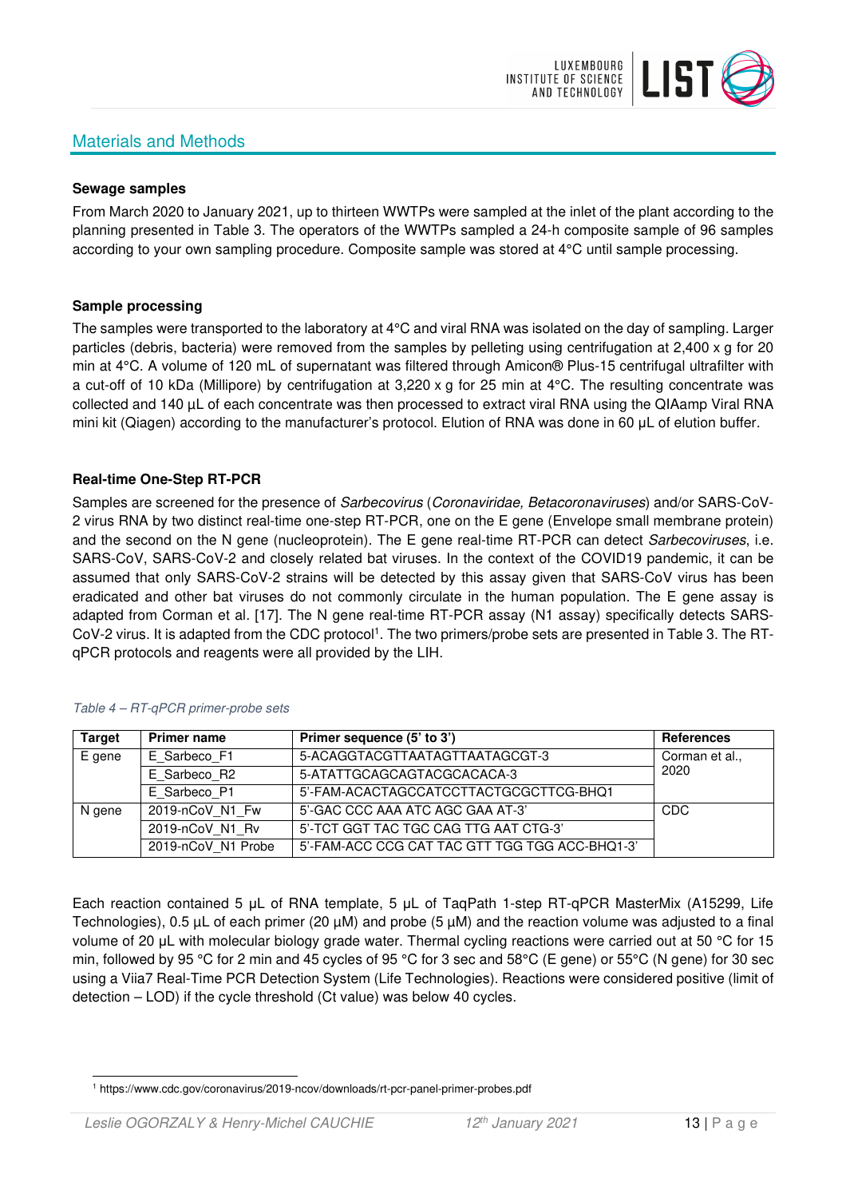## Materials and Methods

**Sewage samples**

From March 2020 to January 2021, up to thirteen WWTPs were sampled at the inlet of the plant according to the planning presented in Table 3. The operators of the WWTPs sampled a 24-h composite sample of 96 samples according to your own sampling procedure. Composite sample was stored at 4°C until sample processing.

**Sample processing**

The samples were transported to the laboratory at 4°C and viral RNA was isolated on the day of sampling. Larger particles (debris, bacteria) were removed from the samples by pelleting using centrifugation at 2,400 x g for 20 min at 4°C. A volume of 120 mL of supernatant was filtered through Amicon® Plus-15 centrifugal ultrafilter with a cut-off of 10 kDa (Millipore) by centrifugation at 3,220 x g for 25 min at 4°C. The resulting concentrate was collected and 140 µL of each concentrate was then processed to extract viral RNA using the QIAamp Viral RNA mini kit (Qiagen) according to the manufacturer's protocol. Elution of RNA was done in 60 µL of elution buffer.

**Real-time One-Step RT-PCR**

Samples are screened for the presence of *Sarbecovirus* (*Coronaviridae, Betacoronaviruses*) and/or SARS-CoV-2 virus RNA by two distinct real-time one-step RT-PCR, one on the E gene (Envelope small membrane protein) and the second on the N gene (nucleoprotein). The E gene real-time RT-PCR can detect *Sarbecoviruses*, i.e. SARS-CoV, SARS-CoV-2 and closely related bat viruses. In the context of the COVID19 pandemic, it can be assumed that only SARS-CoV-2 strains will be detected by this assay given that SARS-CoV virus has been eradicated and other bat viruses do not commonly circulate in the human population. The E gene assay is adapted from Corman et al. [17]. The N gene real-time RT-PCR assay (N1 assay) specifically detects SARS-CoV-2 virus. It is adapted from the CDC protocol[1]. The two primers/probe sets are presented in Table 3. The RT-qPCR protocols and reagents were all provided by the LIH.

*Table 4 – RT-qPCR primer-probe sets*

| Target | Primer name | Primer sequence (5' to 3') | References |
|---|---|---|---|
| E gene | E_Sarbeco_F1 | 5-ACAGGTACGTTAATAGTTAATAGCGT-3 | Corman et al., 2020 |
| | E_Sarbeco_R2 | 5-ATATTGCAGCAGTACGCACACA-3 | |
| | E_Sarbeco_P1 | 5'-FAM-ACACTAGCCATCCTTACTGCGCTTCG-BHQ1 | |
| N gene | 2019-nCoV_N1_Fw | 5'-GAC CCC AAA ATC AGC GAA AT-3' | CDC |
| | 2019-nCoV_N1_Rv | 5'-TCT GGT TAC TGC CAG TTG AAT CTG-3' | |
| | 2019-nCoV_N1 Probe | 5'-FAM-ACC CCG CAT TAC GTT TGG TGG ACC-BHQ1-3' | |

Each reaction contained 5 µL of RNA template, 5 µL of TaqPath 1-step RT-qPCR MasterMix (A15299, Life Technologies), 0.5 µL of each primer (20 µM) and probe (5 µM) and the reaction volume was adjusted to a final volume of 20 µL with molecular biology grade water. Thermal cycling reactions were carried out at 50 °C for 15 min, followed by 95 °C for 2 min and 45 cycles of 95 °C for 3 sec and 58°C (E gene) or 55°C (N gene) for 30 sec using a Viia7 Real-Time PCR Detection System (Life Technologies). Reactions were considered positive (limit of detection – LOD) if the cycle threshold (Ct value) was below 40 cycles.

[1] https://www.cdc.gov/coronavirus/2019-ncov/downloads/rt-pcr-panel-primer-probes.pdf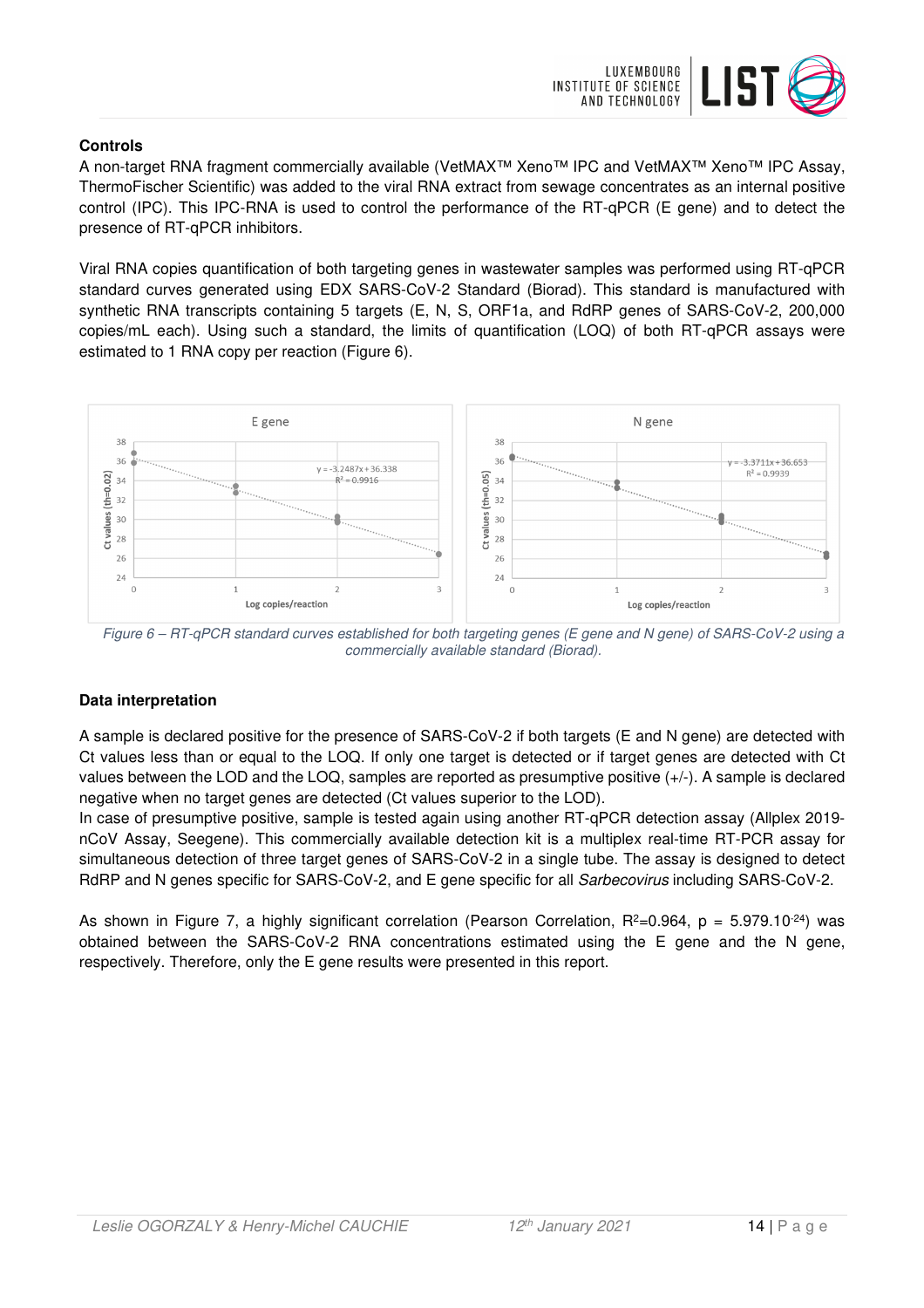**Controls**

A non-target RNA fragment commercially available (VetMAX™ Xeno™ IPC and VetMAX™ Xeno™ IPC Assay, ThermoFischer Scientific) was added to the viral RNA extract from sewage concentrates as an internal positive control (IPC). This IPC-RNA is used to control the performance of the RT-qPCR (E gene) and to detect the presence of RT-qPCR inhibitors.

Viral RNA copies quantification of both targeting genes in wastewater samples was performed using RT-qPCR standard curves generated using EDX SARS-CoV-2 Standard (Biorad). This standard is manufactured with synthetic RNA transcripts containing 5 targets (E, N, S, ORF1a, and RdRP genes of SARS-CoV-2, 200,000 copies/mL each). Using such a standard, the limits of quantification (LOQ) of both RT-qPCR assays were estimated to 1 RNA copy per reaction (Figure 6).

*Figure 6 – RT-qPCR standard curves established for both targeting genes (E gene and N gene) of SARS-CoV-2 using a commercially available standard (Biorad).*

**Data interpretation**

A sample is declared positive for the presence of SARS-CoV-2 if both targets (E and N gene) are detected with Ct values less than or equal to the LOQ. If only one target is detected or if target genes are detected with Ct values between the LOD and the LOQ, samples are reported as presumptive positive (+/-). A sample is declared negative when no target genes are detected (Ct values superior to the LOD).

In case of presumptive positive, sample is tested again using another RT-qPCR detection assay (Allplex 2019-nCoV Assay, Seegene). This commercially available detection kit is a multiplex real-time RT-PCR assay for simultaneous detection of three target genes of SARS-CoV-2 in a single tube. The assay is designed to detect RdRP and N genes specific for SARS-CoV-2, and E gene specific for all *Sarbecovirus* including SARS-CoV-2.

As shown in Figure 7, a highly significant correlation (Pearson Correlation, $R^2=0.964$, $p = 5.979.10^{-24}$) was obtained between the SARS-CoV-2 RNA concentrations estimated using the E gene and the N gene, respectively. Therefore, only the E gene results were presented in this report.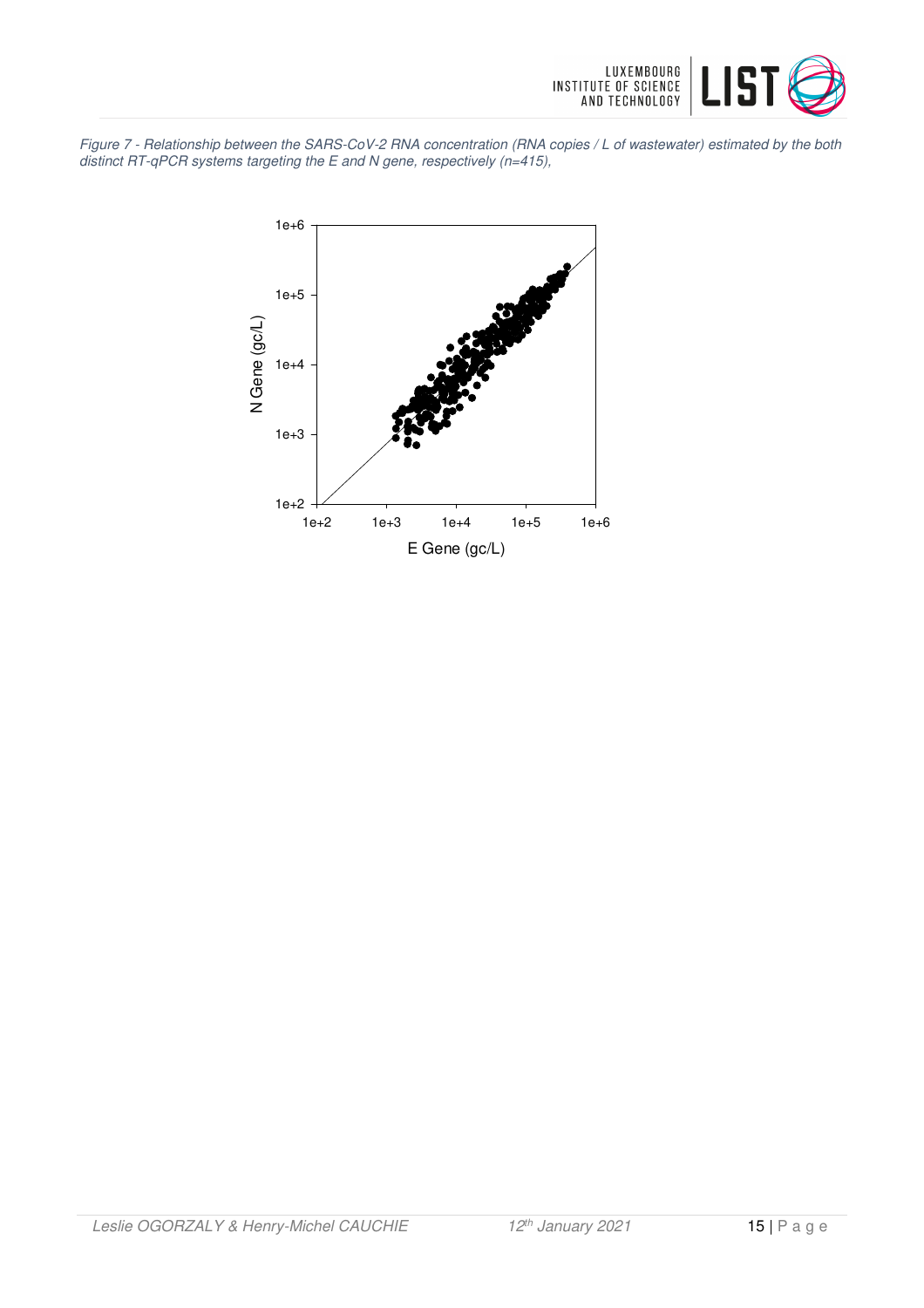*Figure 7 - Relationship between the SARS-CoV-2 RNA concentration (RNA copies / L of wastewater) estimated by the both distinct RT-qPCR systems targeting the E and N gene, respectively (n=415),*

1e+6

1e+5

1e+4

1e+3

1e+2

N Gene (gc/L)

1e+2 1e+3 1e+4 1e+5 1e+6

E Gene (gc/L)